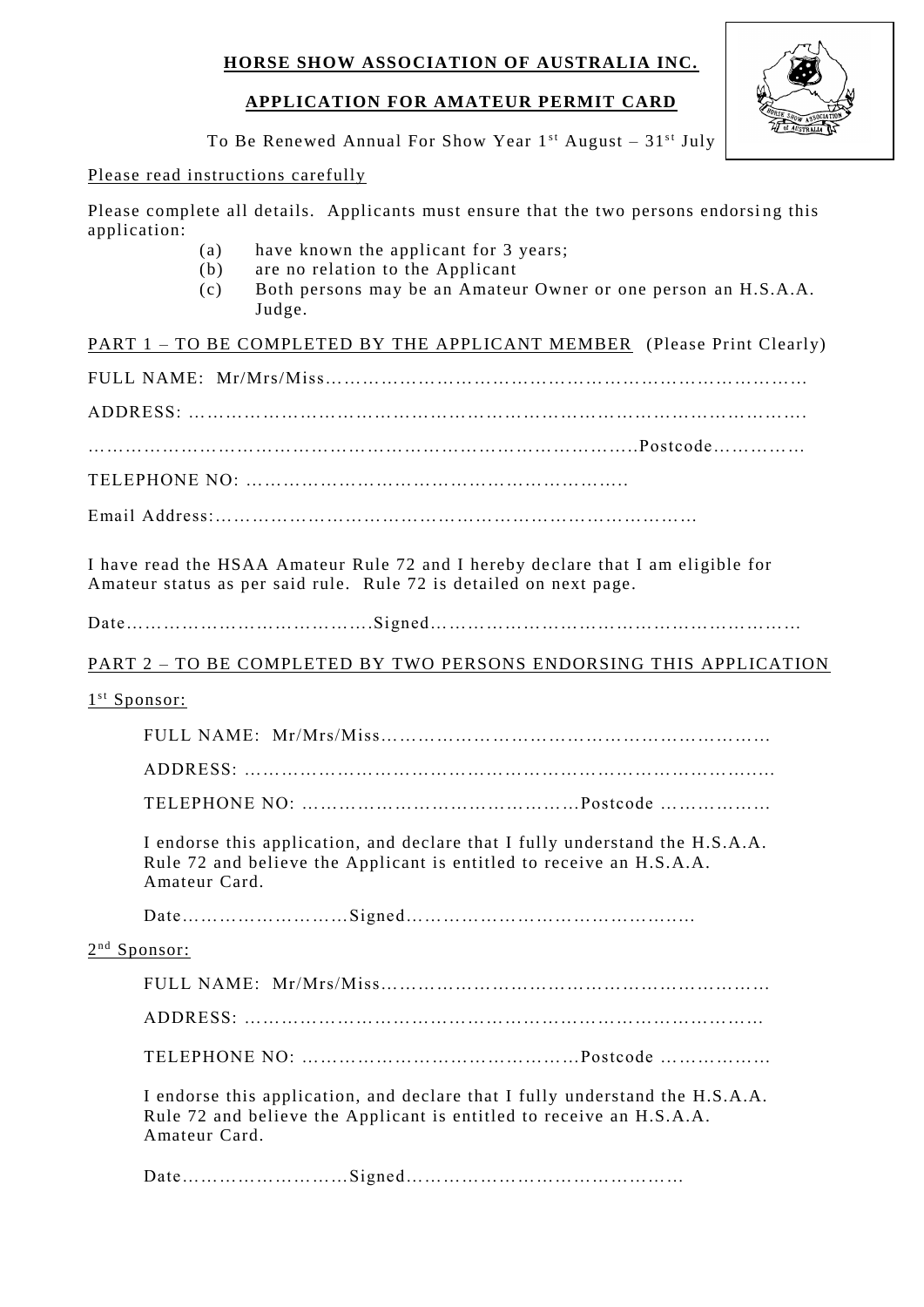**HORSE SHOW ASSOCIATION OF AUSTRALIA INC.**

**APPLICATION FOR AMATEUR PERMIT CARD**

To Be Renewed Annual For Show Year 1st August – 31st July

Please read instructions carefully

Please complete all details. Applicants must ensure that the two persons endorsing this application:

(a) have known the applicant for 3 years;
(b) are no relation to the Applicant
(c) Both persons may be an Amateur Owner or one person an H.S.A.A. Judge.

PART 1 – TO BE COMPLETED BY THE APPLICANT MEMBER (Please Print Clearly)

FULL NAME: Mr/Mrs/Miss……………………………………………………………………

ADDRESS: ………………………………………………………………………………….

……………………………………………………………………………..Postcode……………

TELEPHONE NO: ………………………………………………….…

Email Address:…………………………………………………………………

I have read the HSAA Amateur Rule 72 and I hereby declare that I am eligible for Amateur status as per said rule. Rule 72 is detailed on next page.

Date………………………………….Signed……………………………………………………

PART 2 – TO BE COMPLETED BY TWO PERSONS ENDORSING THIS APPLICATION

1st Sponsor:

FULL NAME: Mr/Mrs/Miss…………………………………………………………

ADDRESS: ……………………………………………………………………….….

TELEPHONE NO: ………………………………………Postcode ………………

I endorse this application, and declare that I fully understand the H.S.A.A. Rule 72 and believe the Applicant is entitled to receive an H.S.A.A. Amateur Card.

Date………………………Signed……………………………………….

2nd Sponsor:

FULL NAME: Mr/Mrs/Miss…………………………………………………………

ADDRESS: ……………………………………………………………………………

TELEPHONE NO: ………………………………………Postcode ………………

I endorse this application, and declare that I fully understand the H.S.A.A. Rule 72 and believe the Applicant is entitled to receive an H.S.A.A. Amateur Card.

Date………………………Signed………………………………………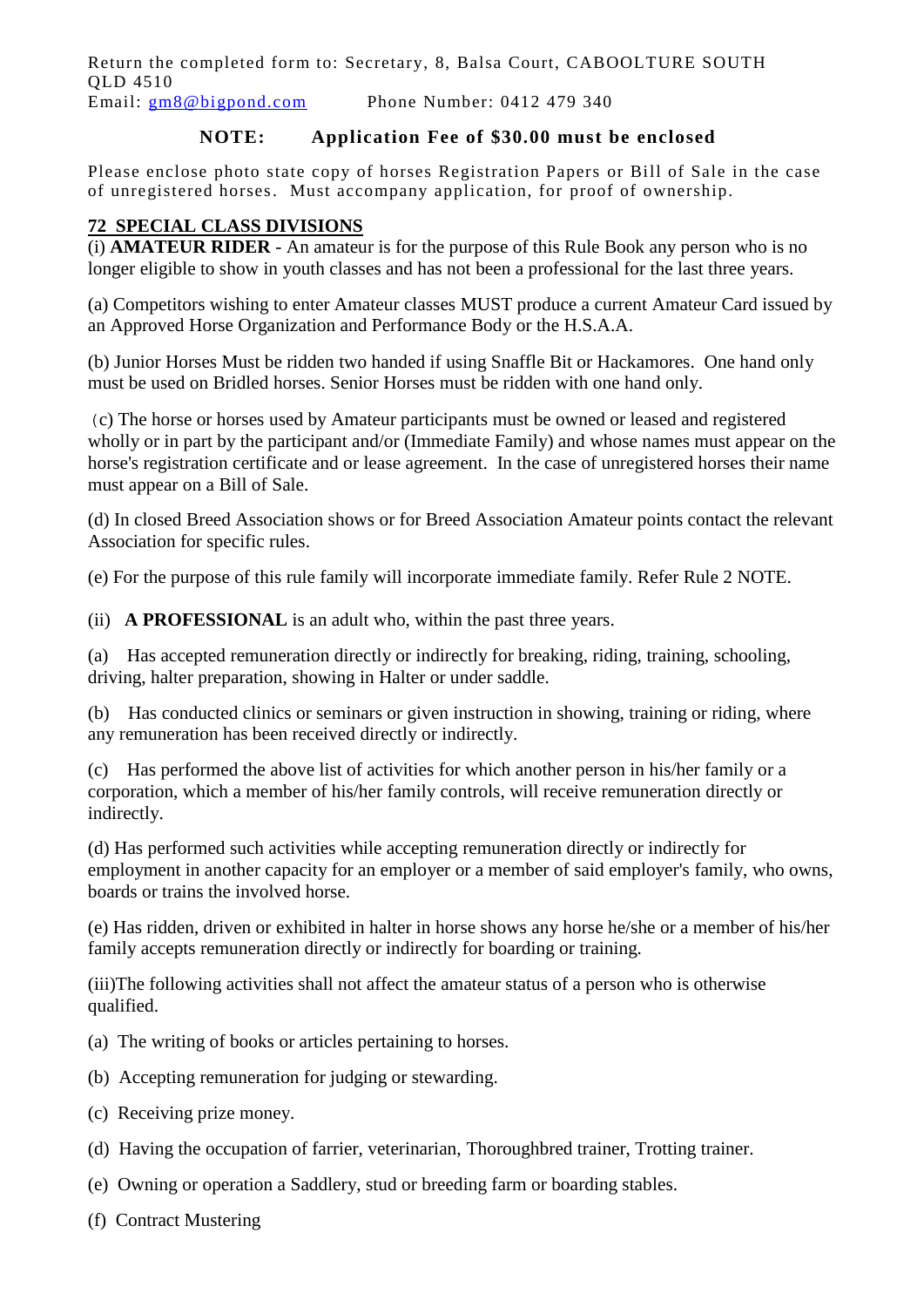Return the completed form to: Secretary, 8, Balsa Court, CABOOLTURE SOUTH QLD 4510
Email: gm8@bigpond.com Phone Number: 0412 479 340

**NOTE: Application Fee of $30.00 must be enclosed**

Please enclose photo state copy of horses Registration Papers or Bill of Sale in the case of unregistered horses. Must accompany application, for proof of ownership.

## 72 SPECIAL CLASS DIVISIONS

(i) **AMATEUR RIDER** - An amateur is for the purpose of this Rule Book any person who is no longer eligible to show in youth classes and has not been a professional for the last three years.

(a) Competitors wishing to enter Amateur classes MUST produce a current Amateur Card issued by an Approved Horse Organization and Performance Body or the H.S.A.A.

(b) Junior Horses Must be ridden two handed if using Snaffle Bit or Hackamores. One hand only must be used on Bridled horses. Senior Horses must be ridden with one hand only.

(c) The horse or horses used by Amateur participants must be owned or leased and registered wholly or in part by the participant and/or (Immediate Family) and whose names must appear on the horse's registration certificate and or lease agreement. In the case of unregistered horses their name must appear on a Bill of Sale.

(d) In closed Breed Association shows or for Breed Association Amateur points contact the relevant Association for specific rules.

(e) For the purpose of this rule family will incorporate immediate family. Refer Rule 2 NOTE.

(ii) **A PROFESSIONAL** is an adult who, within the past three years.

(a) Has accepted remuneration directly or indirectly for breaking, riding, training, schooling, driving, halter preparation, showing in Halter or under saddle.

(b) Has conducted clinics or seminars or given instruction in showing, training or riding, where any remuneration has been received directly or indirectly.

(c) Has performed the above list of activities for which another person in his/her family or a corporation, which a member of his/her family controls, will receive remuneration directly or indirectly.

(d) Has performed such activities while accepting remuneration directly or indirectly for employment in another capacity for an employer or a member of said employer's family, who owns, boards or trains the involved horse.

(e) Has ridden, driven or exhibited in halter in horse shows any horse he/she or a member of his/her family accepts remuneration directly or indirectly for boarding or training.

(iii)The following activities shall not affect the amateur status of a person who is otherwise qualified.

(a) The writing of books or articles pertaining to horses.

(b) Accepting remuneration for judging or stewarding.

(c) Receiving prize money.

(d) Having the occupation of farrier, veterinarian, Thoroughbred trainer, Trotting trainer.

(e) Owning or operation a Saddlery, stud or breeding farm or boarding stables.

(f) Contract Mustering